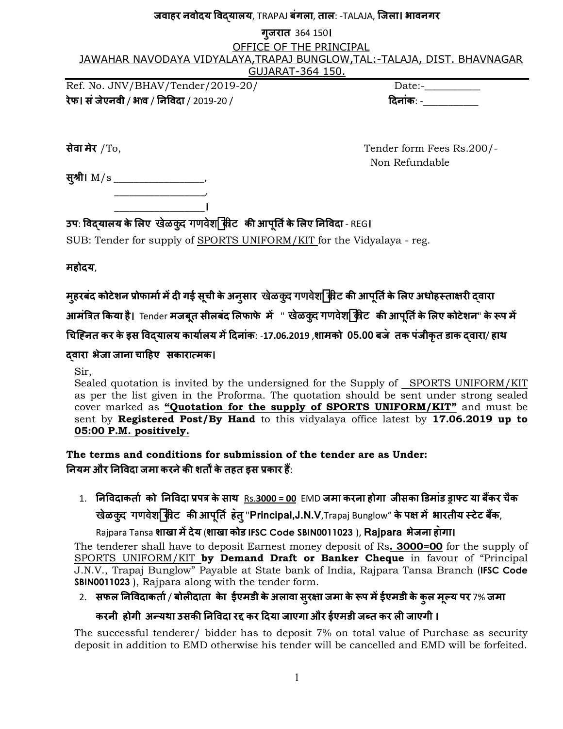**जवाहर नवोदय विद्यालय**, TRAPAJ **बंगला**, **ताल**: -TALAJA, **जिला। भावनगर**

**गुजरात** 364 150**।**

OFFICE OF THE PRINCIPAL

JAWAHAR NAVODAYA VIDYALAYA,TRAPAJ BUNGLOW,TAL:-TALAJA, DIST. BHAVNAGAR GUJARAT-364 150.

Ref. No. JNV/BHAV/Tender/2019-20/ Date:-__________

**रेफ। सं जेएनवी / भाव / निविदा** / 2019-20 / **दिनांक**: -__________

**सेवा मेर** /To, Tender form Fees Rs.200/- Non Refundable

**सुश्री।** M/s _________________,

_________________,

_________________**।**

**उप: विद्यालय के लिए खेळकुद गणवेश/किट की आपूर्ति के लिए निविदा** - REG**।**

SUB: Tender for supply of SPORTS UNIFORM/KIT for the Vidyalaya - reg.

**महोदय**,

**मुहरबंद कोटेशन प्रोफार्मा में दी गई सूची के अनुसार खेळकुद गणवेश/किट की आपूर्ति के लिए अधोहस्ताक्षरी द्वारा आमंत्रित किया है।** Tender **मजबूत सीलबंद लिफाफे में " खेळकुद गणवेश/किट की आपूर्ति के लिए कोटेशन" के रूप में चिह्नित कर के इस विद्यालय कार्यालय में दिनांक**: -**17.06.2019** ,**शामको 05.00 बजे तक पंजीकृत डाक द्वारा/ हाथ द्वारा भेजा जाना चाहिए सकारात्मक।**

Sir,

Sealed quotation is invited by the undersigned for the Supply of SPORTS UNIFORM/KIT as per the list given in the Proforma. The quotation should be sent under strong sealed cover marked as **"Quotation for the supply of SPORTS UNIFORM/KIT"** and must be sent by **Registered Post/By Hand** to this vidyalaya office latest by **17.06.2019 up to 05:00 P.M. positively.**

**The terms and conditions for submission of the tender are as Under:**

**नियम और निविदा जमा करने की शर्तों के तहत इस प्रकार हैं**:

1. **निविदाकर्ता को निविदा प्रपत्र के साथ** Rs.**3000 = 00** EMD **जमा करना होगा जीसका डिमांड ड्राफ्ट या बैंकर चैक खेळकुद गणवेश/किट की आपूर्ति हेतु "Principal,J.N.V**,Trapaj Bunglow" **के पक्ष में भारतीय स्टेट बैंक**, Rajpara Tansa **शाखा में देय (शाखा कोड IFSC Code SBIN0011023** ), **Rajpara भेजना होगा।**

   The tenderer shall have to deposit Earnest money deposit of Rs**. 3000=00** for the supply of SPORTS UNIFORM/KIT **by Demand Draft or Banker Cheque** in favour of "Principal J.N.V., Trapaj Bunglow" Payable at State bank of India, Rajpara Tansa Branch (**IFSC Code SBIN0011023** ), Rajpara along with the tender form.

2. **सफल निविदाकर्ता / बोलीदाता के ईएमडी के अलावा सुरक्षा जमा के रूप में ईएमडी के कुल मूल्य पर** 7% **जमा करनी होगी अन्यथा उसकी निविदा रद्द कर दिया जाएगा और ईएमडी जब्त कर ली जाएगी।**

   The successful tenderer/ bidder has to deposit 7% on total value of Purchase as security deposit in addition to EMD otherwise his tender will be cancelled and EMD will be forfeited.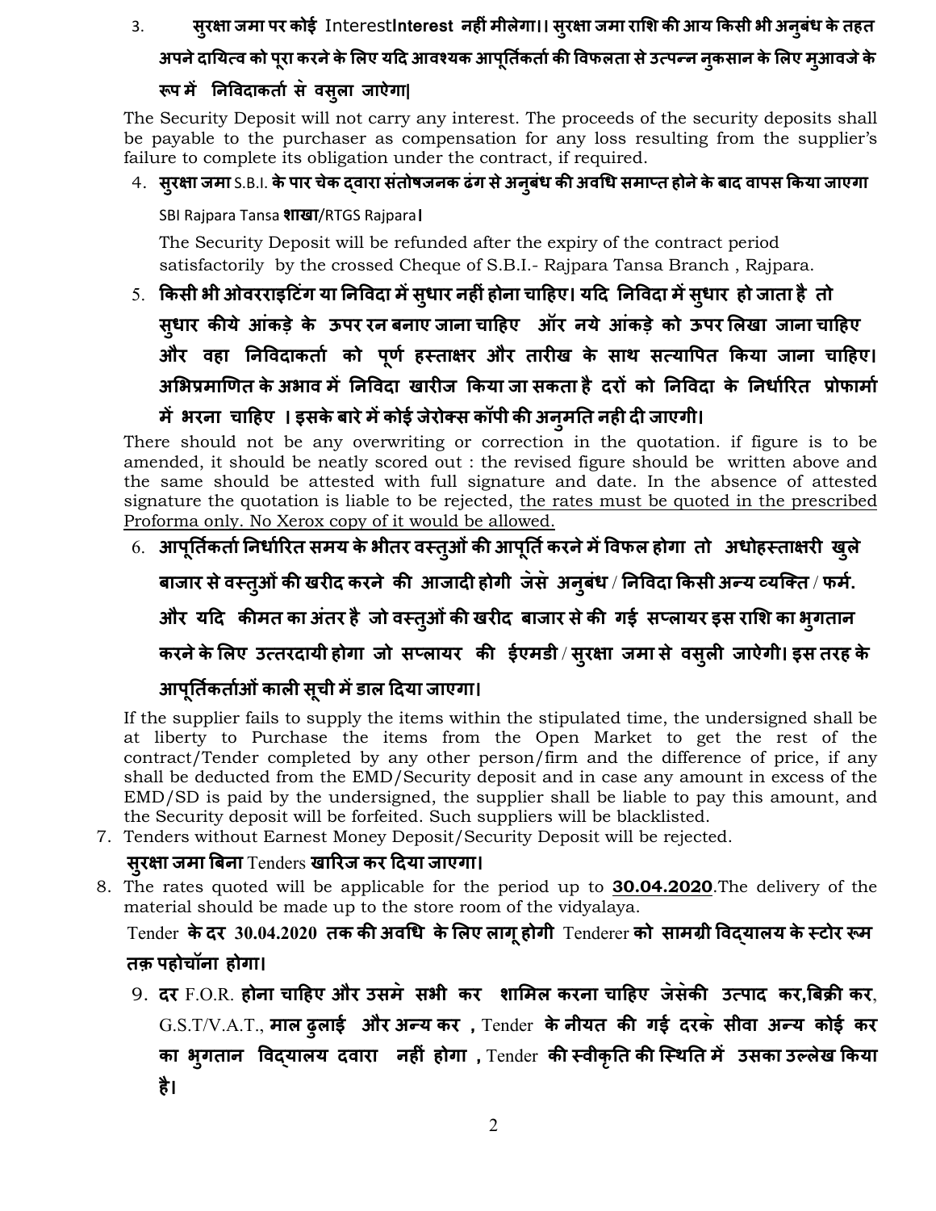3. **सुरक्षा जमा पर कोई** Interest**Interest नहीं मीलेगा।। सुरक्षा जमा राशि की आय किसी भी अनुबंध के तहत अपने दायित्व को पूरा करने के लिए यदि आवश्यक आपूर्तिकर्ता की विफलता से उत्पन्न नुकसान के लिए मुआवजे के रूप में निविदाकर्ता से वसुला जाऐगा|**

The Security Deposit will not carry any interest. The proceeds of the security deposits shall be payable to the purchaser as compensation for any loss resulting from the supplier's failure to complete its obligation under the contract, if required.

4. **सुरक्षा जमा** S.B.I. **के पार चेक द्वारा संतोषजनक ढंग से अनुबंध की अवधि समाप्त होने के बाद वापस किया जाएगा** SBI Rajpara Tansa **शाखा**/RTGS Rajpara**।**

   The Security Deposit will be refunded after the expiry of the contract period satisfactorily by the crossed Cheque of S.B.I.- Rajpara Tansa Branch , Rajpara.

5. **किसी भी ओवरराइटिंग या निविदा में सुधार नहीं होना चाहिए। यदि निविदा में सुधार हो जाता है तो सुधार कीये आंकड़े के ऊपर रन बनाए जाना चाहिए ऑर नये आंकड़े को ऊपर लिखा जाना चाहिए और वहा निविदाकर्ता को पूर्ण हस्ताक्षर और तारीख के साथ सत्यापित किया जाना चाहिए। अभिप्रमाणित के अभाव में निविदा खारीज किया जा सकता है दरों को निविदा के निर्धारित प्रोफार्मा में भरना चाहिए । इसके बारे में कोई जेरोक्स कॉपी की अनुमति नही दी जाएगी।**

There should not be any overwriting or correction in the quotation. if figure is to be amended, it should be neatly scored out : the revised figure should be written above and the same should be attested with full signature and date. In the absence of attested signature the quotation is liable to be rejected, <u>the rates must be quoted in the prescribed Proforma only. No Xerox copy of it would be allowed.</u>

6. **आपूर्तिकर्ता निर्धारित समय के भीतर वस्तुओं की आपूर्ति करने में विफल होगा तो अधोहस्ताक्षरी खुले बाजार से वस्तुओं की खरीद करने की आजादी होगी जेसे अनुबंध / निविदा किसी अन्य व्यक्ति / फर्म. और यदि कीमत का अंतर है जो वस्तुओं की खरीद बाजार से की गई सप्लायर इस राशि का भुगतान करने के लिए उत्तरदायी होगा जो सप्लायर की ईएमडी / सुरक्षा जमा से वसुली जाऐगी। इस तरह के आपूर्तिकर्ताओं काली सूची में डाल दिया जाएगा।**

If the supplier fails to supply the items within the stipulated time, the undersigned shall be at liberty to Purchase the items from the Open Market to get the rest of the contract/Tender completed by any other person/firm and the difference of price, if any shall be deducted from the EMD/Security deposit and in case any amount in excess of the EMD/SD is paid by the undersigned, the supplier shall be liable to pay this amount, and the Security deposit will be forfeited. Such suppliers will be blacklisted.

7. Tenders without Earnest Money Deposit/Security Deposit will be rejected.

   **सुरक्षा जमा बिना** Tenders **खारिज कर दिया जाएगा।**

8. The rates quoted will be applicable for the period up to **<u>30.04.2020</u>**.The delivery of the material should be made up to the store room of the vidyalaya.

   Tender **के दर 30.04.2020 तक की अवधि के लिए लागू होगी** Tenderer **को सामग्री विद्यालय के स्टोर रूम तक़ पहोचॉना होगा।**

9. **दर** F.O.R. **होना चाहिए और उसमे सभी कर शामिल करना चाहिए जेसेकी उत्पाद कर,बिक्री कर**, G.S.T/V.A.T., **माल ढुलाई और अन्य कर ,** Tender **के नीयत की गई दरके सीवा अन्य कोई कर का भुगतान विद्यालय दवारा नहीं होगा ,** Tender **की स्वीकृति की स्थिति में उसका उल्लेख किया है।**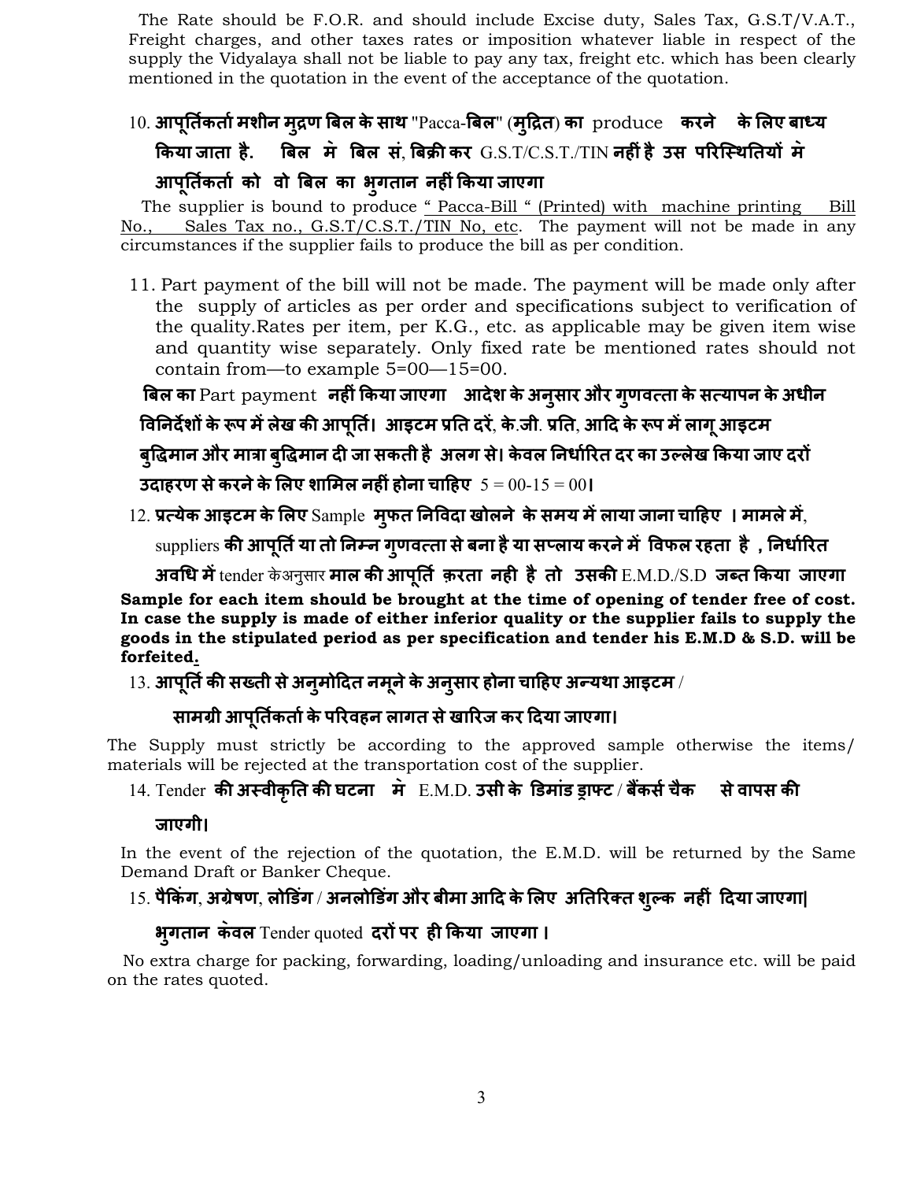The Rate should be F.O.R. and should include Excise duty, Sales Tax, G.S.T/V.A.T., Freight charges, and other taxes rates or imposition whatever liable in respect of the supply the Vidyalaya shall not be liable to pay any tax, freight etc. which has been clearly mentioned in the quotation in the event of the acceptance of the quotation.

10. **आपूर्तिकर्ता मशीन मुद्रण बिल के साथ** "Pacca-**बिल**" (**मुद्रित**) **का** produce **करने के लिए बाध्य किया जाता है. बिल मे बिल सं, बिक्री कर** G.S.T/C.S.T./TIN **नहीं है उस परिस्थितियों मे आपूर्तिकर्ता को वो बिल का भुगतान नहीं किया जाएगा**

The supplier is bound to produce " Pacca-Bill " (Printed) with machine printing Bill No., Sales Tax no., G.S.T/C.S.T./TIN No, etc. The payment will not be made in any circumstances if the supplier fails to produce the bill as per condition.

11. Part payment of the bill will not be made. The payment will be made only after the supply of articles as per order and specifications subject to verification of the quality.Rates per item, per K.G., etc. as applicable may be given item wise and quantity wise separately. Only fixed rate be mentioned rates should not contain from—to example 5=00—15=00.

**बिल का** Part payment **नहीं किया जाएगा आदेश के अनुसार और गुणवत्ता के सत्यापन के अधीन विनिर्देशों के रूप में लेख की आपूर्ति। आइटम प्रति दरें, के.जी. प्रति, आदि के रूप में लागू आइटम बुद्धिमान और मात्रा बुद्धिमान दी जा सकती है अलग से। केवल निर्धारित दर का उल्लेख किया जाए दरों उदाहरण से करने के लिए शामिल नहीं होना चाहिए** 5 = 00-15 = 00**।**

12. **प्रत्येक आइटम के लिए** Sample **मुफत निविदा खोलने के समय में लाया जाना चाहिए । मामले में,** suppliers **की आपूर्ति या तो निम्न गुणवत्ता से बना है या सप्लाय करने में विफल रहता है , निर्धारित अवधि में** tender केअनुसार **माल की आपूर्ति क़रता नही है तो उसकी** E.M.D./S.D **जब्त किया जाएगा**

**Sample for each item should be brought at the time of opening of tender free of cost. In case the supply is made of either inferior quality or the supplier fails to supply the goods in the stipulated period as per specification and tender his E.M.D & S.D. will be forfeited.**

13. **आपूर्ति की सख्ती से अनुमोदित नमूने के अनुसार होना चाहिए अन्यथा आइटम / सामग्री आपूर्तिकर्ता के परिवहन लागत से खारिज कर दिया जाएगा।**

The Supply must strictly be according to the approved sample otherwise the items/ materials will be rejected at the transportation cost of the supplier.

14. Tender **की अस्वीकृति की घटना में** E.M.D. **उसी के डिमांड ड्राफ्ट / बैंकर्स चैक से वापस की जाएगी।**

In the event of the rejection of the quotation, the E.M.D. will be returned by the Same Demand Draft or Banker Cheque.

15. **पैकिंग, अग्रेषण, लोडिंग / अनलोडिंग और बीमा आदि के लिए अतिरिक्त शुल्क नहीं दिया जाएगा| भुगतान केवल** Tender quoted **दरों पर ही किया जाएगा ।**

No extra charge for packing, forwarding, loading/unloading and insurance etc. will be paid on the rates quoted.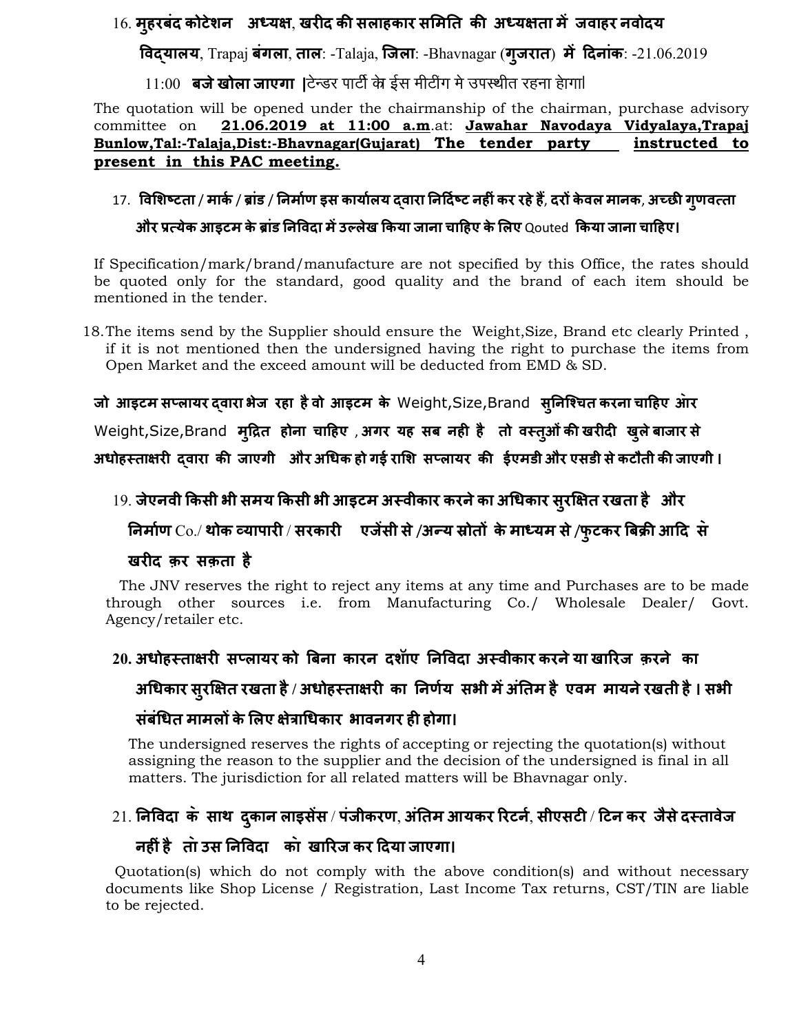16. **मुहरबंद कोटेशन अध्यक्ष**, **खरीद की सलाहकार समिति की अध्यक्षता में जवाहर नवोदय विद्यालय**, Trapaj **बंगला**, **ताल**: -Talaja, **जिला**: -Bhavnagar (**गुजरात**) **में दिनांक**: -21.06.2019 11:00 **बजे खोला जाएगा** **|**टेन्डर पार्टी के ईस मीटींग मे उपस्थीत रहना होगा|

The quotation will be opened under the chairmanship of the chairman, purchase advisory committee on **21.06.2019 at 11:00 a.m**.at: **Jawahar Navodaya Vidyalaya,Trapaj Bunlow,Tal:-Talaja,Dist:-Bhavnagar(Gujarat) The tender party instructed to present in this PAC meeting.**

17. **विशिष्टता / मार्क / ब्रांड / निर्माण इस कार्यालय द्वारा निर्दिष्ट नहीं कर रहे हैं, दरों केवल मानक, अच्छी गुणवत्ता और प्रत्येक आइटम के ब्रांड निविदा में उल्लेख किया जाना चाहिए के लिए** Qouted **किया जाना चाहिए।**

If Specification/mark/brand/manufacture are not specified by this Office, the rates should be quoted only for the standard, good quality and the brand of each item should be mentioned in the tender.

18. The items send by the Supplier should ensure the Weight,Size, Brand etc clearly Printed , if it is not mentioned then the undersigned having the right to purchase the items from Open Market and the exceed amount will be deducted from EMD & SD.

**जो आइटम सप्लायर द्वारा भेज रहा है वो आइटम के** Weight,Size,Brand **सुनिश्चित करना चाहिए ओर** Weight,Size,Brand **मुद्रित होना चाहिए , अगर यह सब नही है तो वस्तुओं की खरीदी खुले बाजार से अधोहस्ताक्षरी द्वारा की जाएगी और अधिक हो गई राशि सप्लायर की ईएमडी और एसडी से कटौती की जाएगी।**

19. **जेएनवी किसी भी समय किसी भी आइटम अस्वीकार करने का अधिकार सुरक्षित रखता है और निर्माण** Co./ **थोक व्यापारी / सरकारी एजेंसी से /अन्य स्रोतों के माध्यम से /फुटकर बिक्री आदि से खरीद क़र सक़ता है**

The JNV reserves the right to reject any items at any time and Purchases are to be made through other sources i.e. from Manufacturing Co./ Wholesale Dealer/ Govt. Agency/retailer etc.

20. **अधोहस्ताक्षरी सप्लायर को बिना कारन दर्शाए निविदा अस्वीकार करने या खारिज क़रने का अधिकार सुरक्षित रखता है / अधोहस्ताक्षरी का निर्णय सभी में अंतिम है एवम मायने रखती है। सभी संबंधित मामलों के लिए क्षेत्राधिकार भावनगर ही होगा।**

The undersigned reserves the rights of accepting or rejecting the quotation(s) without assigning the reason to the supplier and the decision of the undersigned is final in all matters. The jurisdiction for all related matters will be Bhavnagar only.

21. **निविदा के साथ दुकान लाइसेंस / पंजीकरण, अंतिम आयकर रिटर्न, सीएसटी / टिन कर जैसे दस्तावेज नहीं है तो उस निविदा को खारिज कर दिया जाएगा।**

Quotation(s) which do not comply with the above condition(s) and without necessary documents like Shop License / Registration, Last Income Tax returns, CST/TIN are liable to be rejected.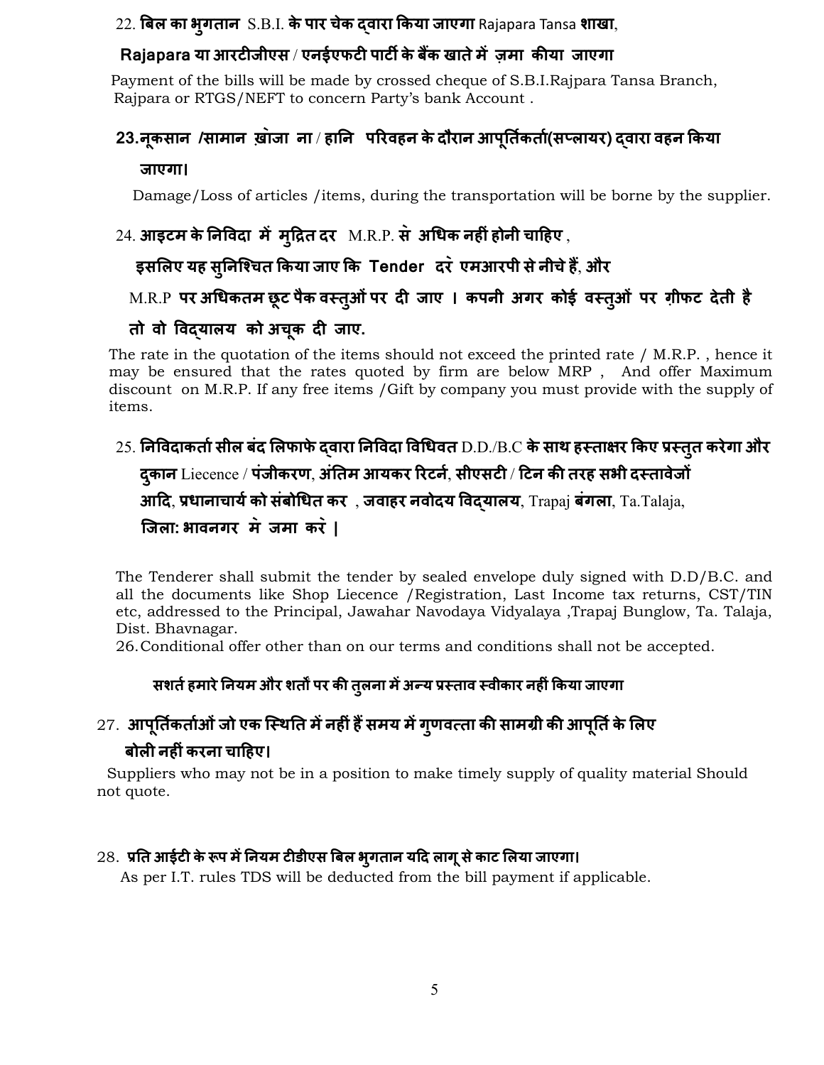22. **बिल का भुगतान** S.B.I. **के पार चेक द्वारा किया जाएगा** Rajapara Tansa **शाखा**,

**Rajapara या आरटीजीएस / एनईएफटी पार्टी के बैंक खाते में ज़मा कीया जाएगा**

Payment of the bills will be made by crossed cheque of S.B.I.Rajpara Tansa Branch, Rajpara or RTGS/NEFT to concern Party's bank Account .

**23.नूकसान /सामान ख़ोजा ना / हानि परिवहन के दौरान आपूर्तिकर्ता(सप्लायर) द्वारा वहन किया जाएगा।**

Damage/Loss of articles /items, during the transportation will be borne by the supplier.

24. **आइटम के निविदा में मुद्रित दर** M.R.P. **से अधिक नहीं होनी चाहिए** ,

**इसलिए यह सुनिश्चित किया जाए कि Tender दरे एमआरपी से नीचे हैं, और**

M.R.P **पर अधिकतम छूट पैक वस्तुओं पर दी जाए । कपनी अगर कोई वस्तुओं पर ग़ीफट देती है तो वो विद्यालय को अचूक दी जाए.**

The rate in the quotation of the items should not exceed the printed rate / M.R.P. , hence it may be ensured that the rates quoted by firm are below MRP , And offer Maximum discount on M.R.P. If any free items /Gift by company you must provide with the supply of items.

25. **निविदाकर्ता सील बंद लिफाफे द्वारा निविदा विधिवत** D.D./B.C **के साथ हस्ताक्षर किए प्रस्तुत करेगा और दुकान** Liecence / **पंजीकरण, अंतिम आयकर रिटर्न, सीएसटी / टिन की तरह सभी दस्तावेजों आदि, प्रधानाचार्य को संबोधित कर , जवाहर नवोदय विद्यालय**, Trapaj **बंगला**, Ta.Talaja, **जिला: भावनगर मे जमा करे |**

The Tenderer shall submit the tender by sealed envelope duly signed with D.D/B.C. and all the documents like Shop Liecence /Registration, Last Income tax returns, CST/TIN etc, addressed to the Principal, Jawahar Navodaya Vidyalaya ,Trapaj Bunglow, Ta. Talaja, Dist. Bhavnagar.

26. Conditional offer other than on our terms and conditions shall not be accepted.

**सशर्त हमारे नियम और शर्तों पर की तुलना में अन्य प्रस्ताव स्वीकार नहीं किया जाएगा**

27. **आपूर्तिकर्ताओं जो एक स्थिति में नहीं हैं समय में गुणवत्ता की सामग्री की आपूर्ति के लिए बोली नहीं करना चाहिए।**

Suppliers who may not be in a position to make timely supply of quality material Should not quote.

28. **प्रति आईटी के रूप में नियम टीडीएस बिल भुगतान यदि लागू से काट लिया जाएगा।**

As per I.T. rules TDS will be deducted from the bill payment if applicable.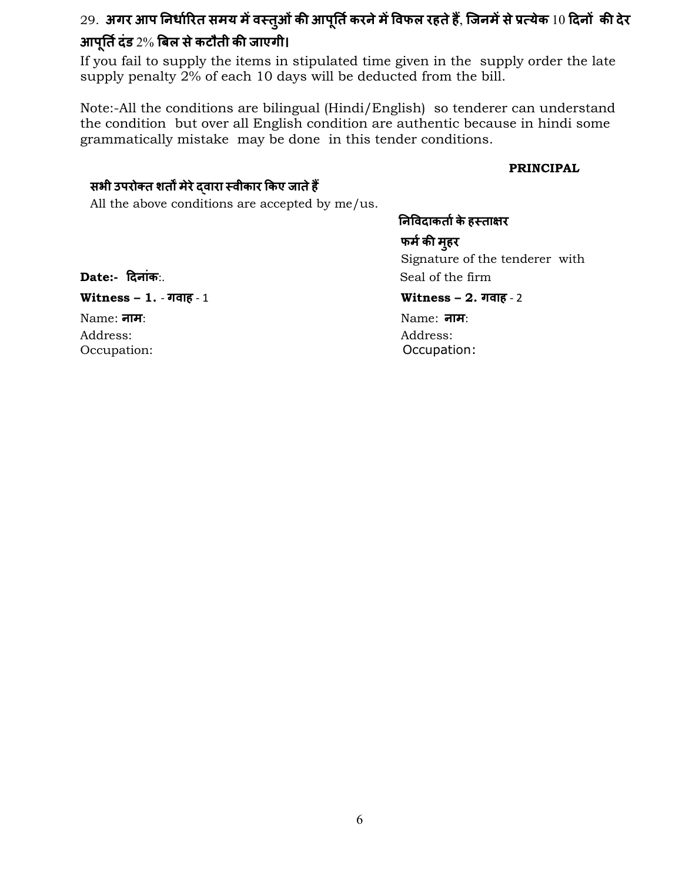29. **अगर आप निर्धारित समय में वस्तुओं की आपूर्ति करने में विफल रहते हैं, जिनमें से प्रत्येक 10 दिनों की देर आपूर्ति दंड 2% बिल से कटौती की जाएगी।**

If you fail to supply the items in stipulated time given in the supply order the late supply penalty 2% of each 10 days will be deducted from the bill.

Note:-All the conditions are bilingual (Hindi/English) so tenderer can understand the condition but over all English condition are authentic because in hindi some grammatically mistake may be done in this tender conditions.

**PRINCIPAL**

**सभी उपरोक्त शर्तों मेरे द्वारा स्वीकार किए जाते हैं**

All the above conditions are accepted by me/us.

**निविदाकर्ता के हस्ताक्षर**

**फर्म की मुहर**

Signature of the tenderer with Seal of the firm

**Date:- दिनांक**:.

**Witness – 1.** - **गवाह** - 1

Name: **नाम**:

Address:

Occupation:

**Witness – 2. गवाह** - 2

Name: **नाम**:

Address:

Occupation: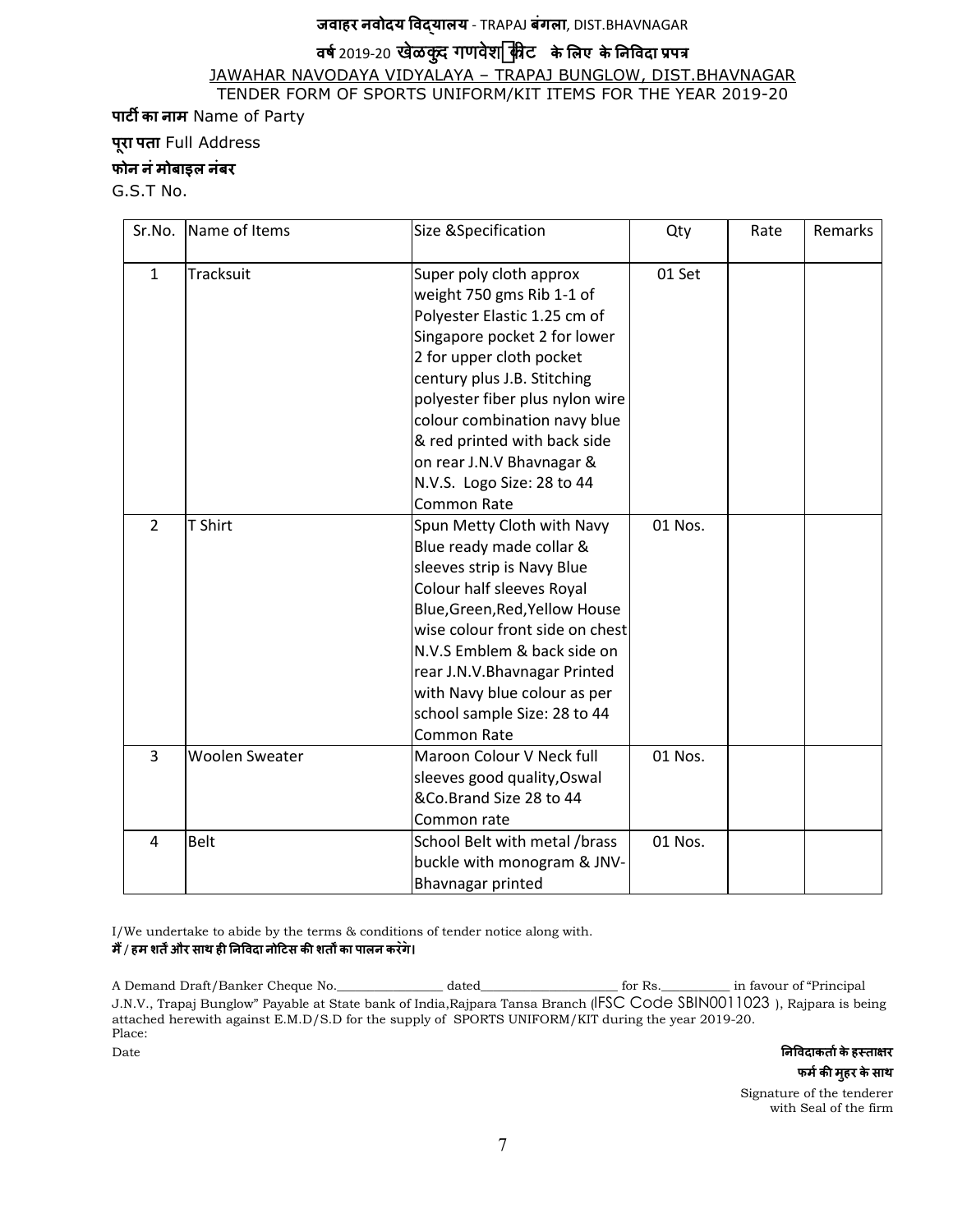**जवाहर नवोदय विद्यालय** - TRAPAJ **बंगला**, DIST.BHAVNAGAR

**वर्ष** 2019-20 **खेलकूद गणवेश/किट के लिए के निविदा प्रपत्र**

JAWAHAR NAVODAYA VIDYALAYA – TRAPAJ BUNGLOW, DIST.BHAVNAGAR

TENDER FORM OF SPORTS UNIFORM/KIT ITEMS FOR THE YEAR 2019-20

**पार्टी का नाम** Name of Party

**पूरा पता** Full Address

**फोन नं मोबाइल नंबर**

G.S.T No.

| Sr.No. | Name of Items | Size &Specification | Qty | Rate | Remarks |
|---|---|---|---|---|---|
| 1 | Tracksuit | Super poly cloth approx weight 750 gms Rib 1-1 of Polyester Elastic 1.25 cm of Singapore pocket 2 for lower 2 for upper cloth pocket century plus J.B. Stitching polyester fiber plus nylon wire colour combination navy blue & red printed with back side on rear J.N.V Bhavnagar & N.V.S. Logo Size: 28 to 44 Common Rate | 01 Set | | |
| 2 | T Shirt | Spun Metty Cloth with Navy Blue ready made collar & sleeves strip is Navy Blue Colour half sleeves Royal Blue,Green,Red,Yellow House wise colour front side on chest N.V.S Emblem & back side on rear J.N.V.Bhavnagar Printed with Navy blue colour as per school sample Size: 28 to 44 Common Rate | 01 Nos. | | |
| 3 | Woolen Sweater | Maroon Colour V Neck full sleeves good quality,Oswal &Co.Brand Size 28 to 44 Common rate | 01 Nos. | | |
| 4 | Belt | School Belt with metal /brass buckle with monogram & JNV-Bhavnagar printed | 01 Nos. | | |

I/We undertake to abide by the terms & conditions of tender notice along with.

**मैं / हम शर्तें और साथ ही निविदा नोटिस की शर्तों का पालन करेंगे।**

A Demand Draft/Banker Cheque No.________________ dated____________________ for Rs.__________ in favour of "Principal J.N.V., Trapaj Bunglow" Payable at State bank of India,Rajpara Tansa Branch (IFSC Code SBIN0011023 ), Rajpara is being attached herewith against E.M.D/S.D for the supply of SPORTS UNIFORM/KIT during the year 2019-20.

Place:

Date

**निविदाकर्ता के हस्ताक्षर**

**फर्म की मुहर के साथ**

Signature of the tenderer

with Seal of the firm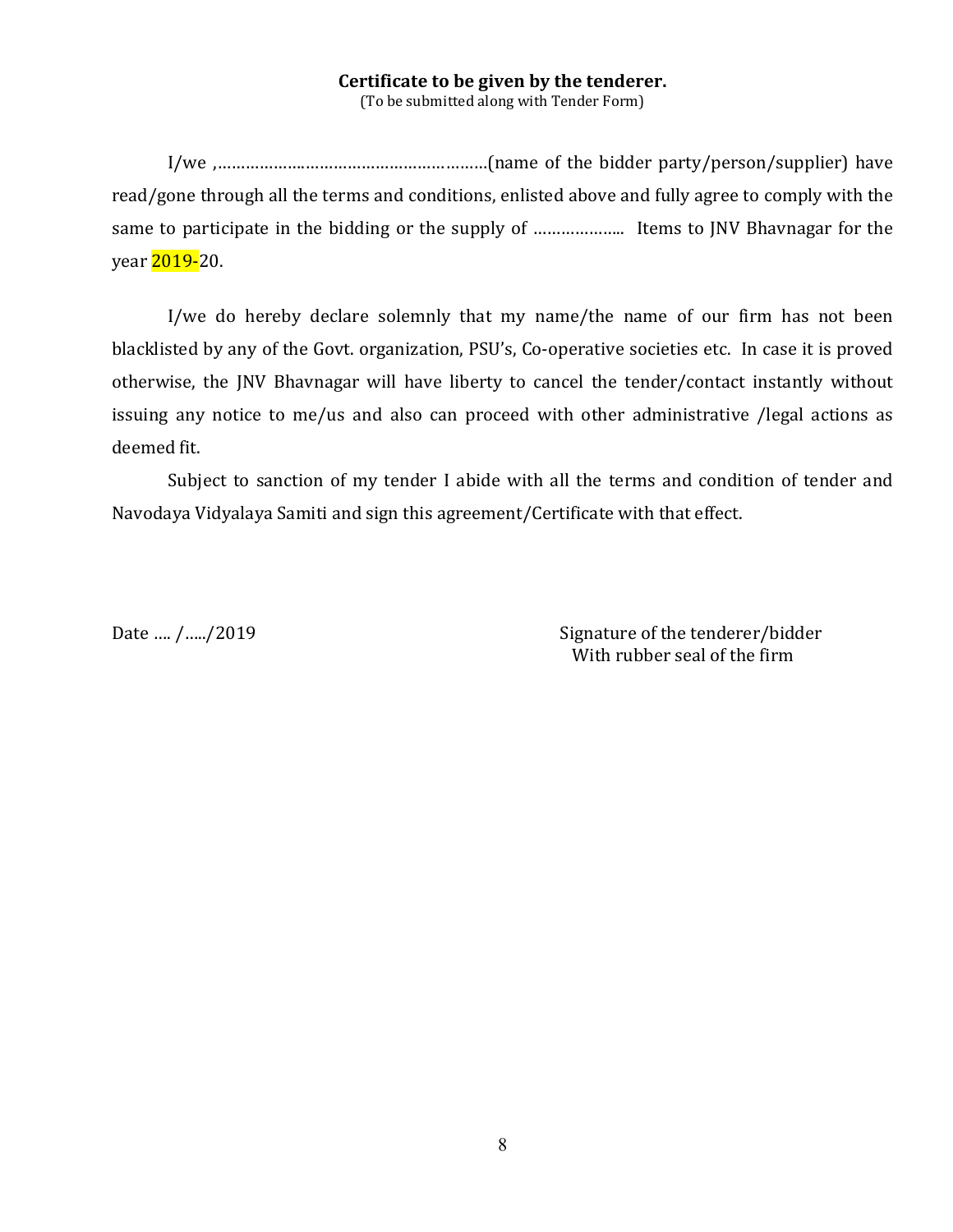**Certificate to be given by the tenderer.**

(To be submitted along with Tender Form)

I/we ,………………………………………………….(name of the bidder party/person/supplier) have read/gone through all the terms and conditions, enlisted above and fully agree to comply with the same to participate in the bidding or the supply of ……………….. Items to JNV Bhavnagar for the year 2019-20.

I/we do hereby declare solemnly that my name/the name of our firm has not been blacklisted by any of the Govt. organization, PSU's, Co-operative societies etc. In case it is proved otherwise, the JNV Bhavnagar will have liberty to cancel the tender/contact instantly without issuing any notice to me/us and also can proceed with other administrative /legal actions as deemed fit.

Subject to sanction of my tender I abide with all the terms and condition of tender and Navodaya Vidyalaya Samiti and sign this agreement/Certificate with that effect.

Date …. /…../2019

Signature of the tenderer/bidder
With rubber seal of the firm